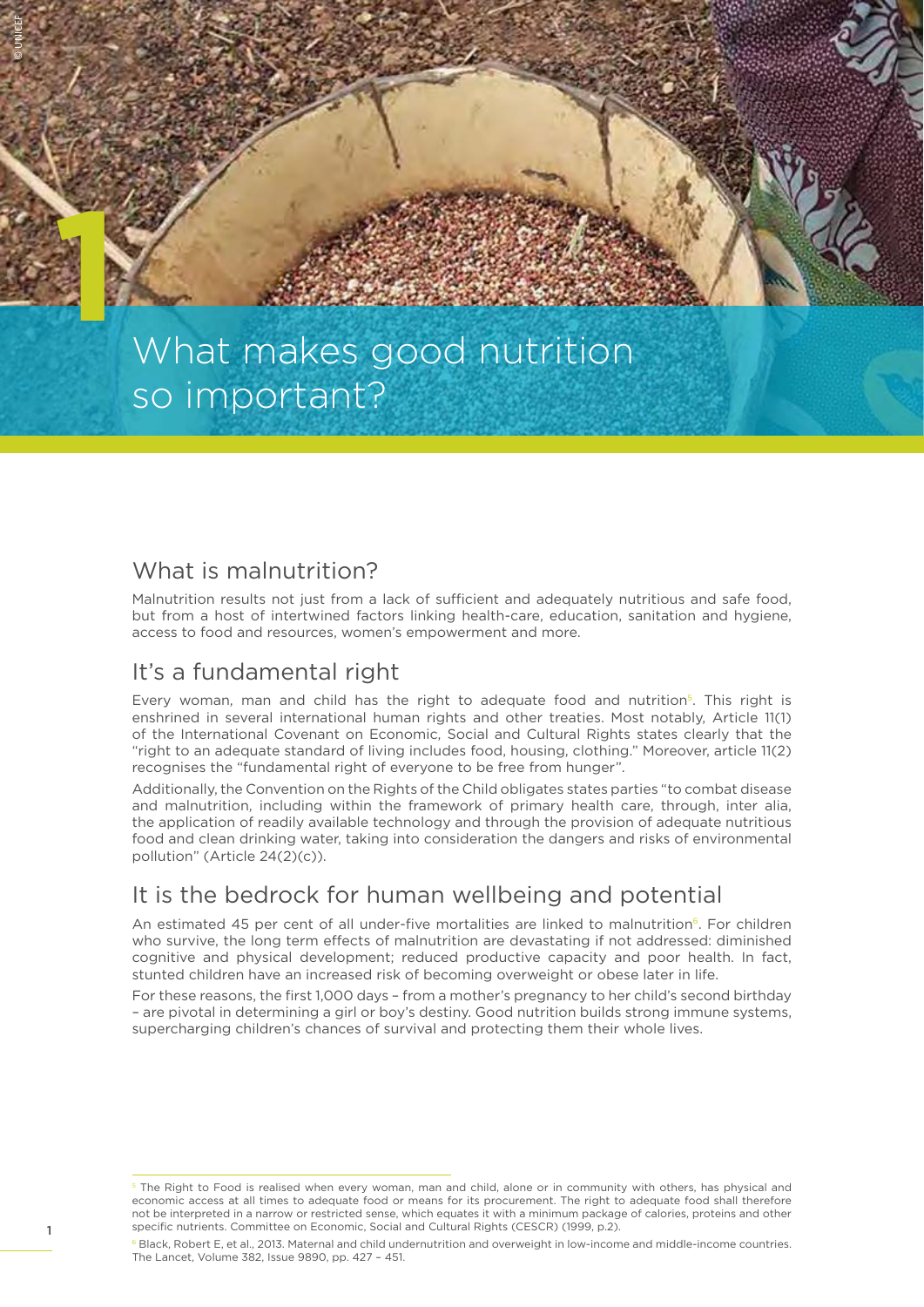# 1 What makes good nutrition so important?

## What is malnutrition?

Malnutrition results not just from a lack of sufficient and adequately nutritious and safe food, but from a host of intertwined factors linking health-care, education, sanitation and hygiene, access to food and resources, women's empowerment and more.

## It's a fundamental right

Every woman, man and child has the right to adequate food and nutrition[5]. This right is enshrined in several international human rights and other treaties. Most notably, Article 11(1) of the International Covenant on Economic, Social and Cultural Rights states clearly that the "right to an adequate standard of living includes food, housing, clothing." Moreover, article 11(2) recognises the "fundamental right of everyone to be free from hunger".

Additionally, the Convention on the Rights of the Child obligates states parties "to combat disease and malnutrition, including within the framework of primary health care, through, inter alia, the application of readily available technology and through the provision of adequate nutritious food and clean drinking water, taking into consideration the dangers and risks of environmental pollution" (Article 24(2)(c)).

## It is the bedrock for human wellbeing and potential

An estimated 45 per cent of all under-five mortalities are linked to malnutrition[6]. For children who survive, the long term effects of malnutrition are devastating if not addressed: diminished cognitive and physical development; reduced productive capacity and poor health. In fact, stunted children have an increased risk of becoming overweight or obese later in life.

For these reasons, the first 1,000 days – from a mother's pregnancy to her child's second birthday – are pivotal in determining a girl or boy's destiny. Good nutrition builds strong immune systems, supercharging children's chances of survival and protecting them their whole lives.

---

[5] The Right to Food is realised when every woman, man and child, alone or in community with others, has physical and economic access at all times to adequate food or means for its procurement. The right to adequate food shall therefore not be interpreted in a narrow or restricted sense, which equates it with a minimum package of calories, proteins and other specific nutrients. Committee on Economic, Social and Cultural Rights (CESCR) (1999, p.2).

[6] Black, Robert E, et al., 2013. Maternal and child undernutrition and overweight in low-income and middle-income countries. The Lancet, Volume 382, Issue 9890, pp. 427 – 451.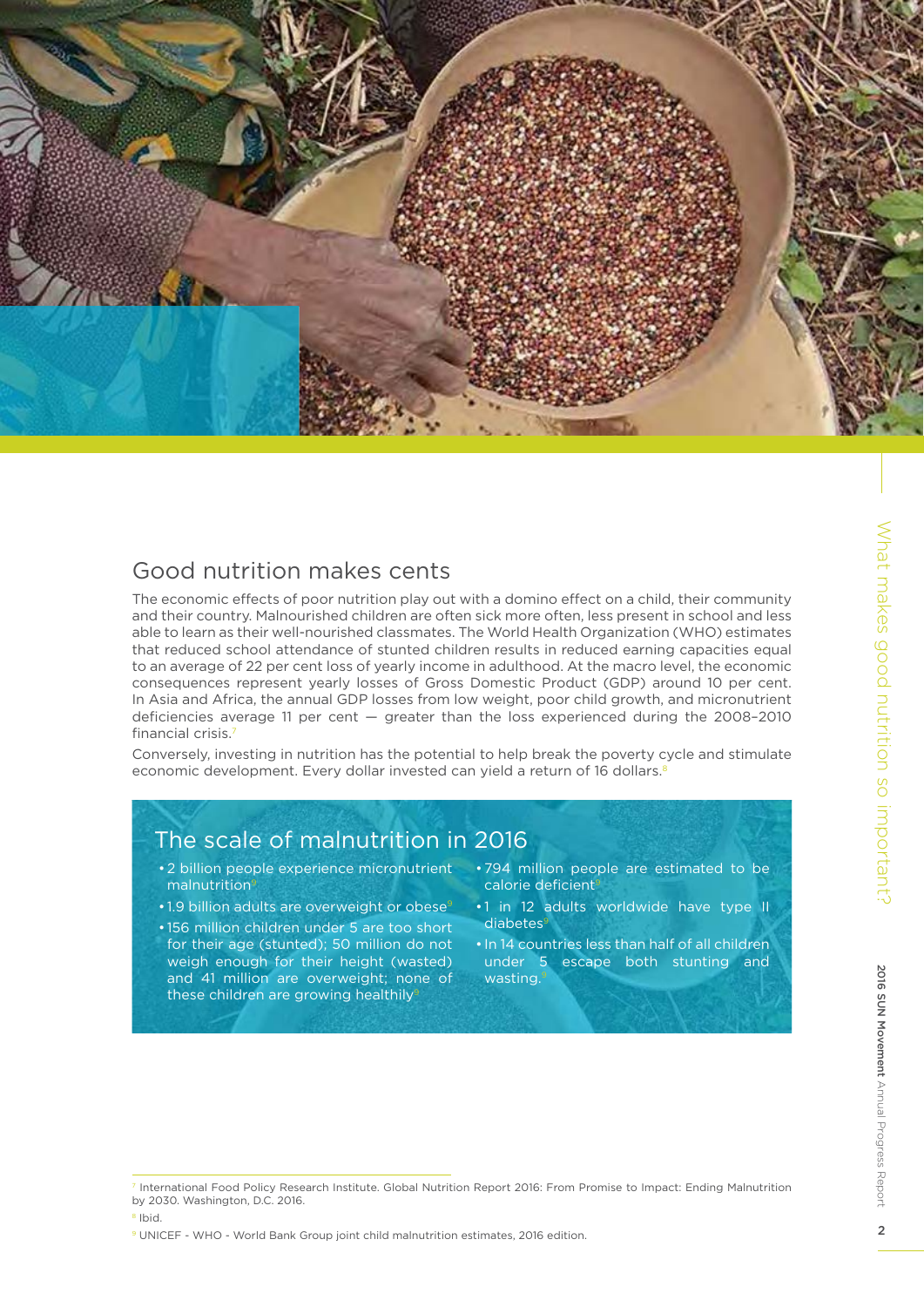## Good nutrition makes cents

The economic effects of poor nutrition play out with a domino effect on a child, their community and their country. Malnourished children are often sick more often, less present in school and less able to learn as their well-nourished classmates. The World Health Organization (WHO) estimates that reduced school attendance of stunted children results in reduced earning capacities equal to an average of 22 per cent loss of yearly income in adulthood. At the macro level, the economic consequences represent yearly losses of Gross Domestic Product (GDP) around 10 per cent. In Asia and Africa, the annual GDP losses from low weight, poor child growth, and micronutrient deficiencies average 11 per cent — greater than the loss experienced during the 2008–2010 financial crisis.[7]

Conversely, investing in nutrition has the potential to help break the poverty cycle and stimulate economic development. Every dollar invested can yield a return of 16 dollars.[8]

### The scale of malnutrition in 2016

- 2 billion people experience micronutrient malnutrition[9]
- 1.9 billion adults are overweight or obese[9]
- 156 million children under 5 are too short for their age (stunted); 50 million do not weigh enough for their height (wasted) and 41 million are overweight; none of these children are growing healthily[9]
- 794 million people are estimated to be calorie deficient[9]
- 1 in 12 adults worldwide have type II diabetes[9]
- In 14 countries less than half of all children under 5 escape both stunting and wasting.[9]

[7] International Food Policy Research Institute. Global Nutrition Report 2016: From Promise to Impact: Ending Malnutrition by 2030. Washington, D.C. 2016.

[8] Ibid.

[9] UNICEF - WHO - World Bank Group joint child malnutrition estimates, 2016 edition.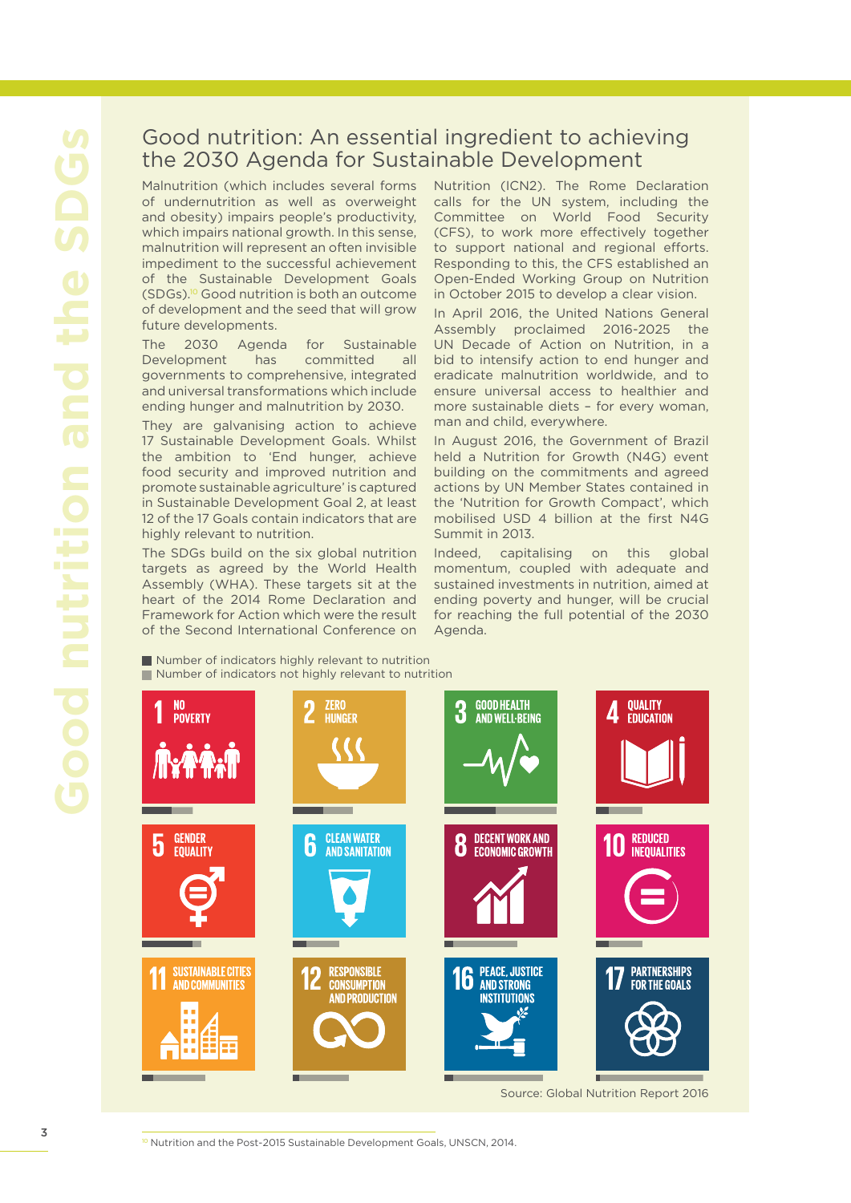## Good nutrition: An essential ingredient to achieving the 2030 Agenda for Sustainable Development

Malnutrition (which includes several forms of undernutrition as well as overweight and obesity) impairs people's productivity, which impairs national growth. In this sense, malnutrition will represent an often invisible impediment to the successful achievement of the Sustainable Development Goals (SDGs).[10] Good nutrition is both an outcome of development and the seed that will grow future developments.

The 2030 Agenda for Sustainable Development has committed all governments to comprehensive, integrated and universal transformations which include ending hunger and malnutrition by 2030.

They are galvanising action to achieve 17 Sustainable Development Goals. Whilst the ambition to 'End hunger, achieve food security and improved nutrition and promote sustainable agriculture' is captured in Sustainable Development Goal 2, at least 12 of the 17 Goals contain indicators that are highly relevant to nutrition.

The SDGs build on the six global nutrition targets as agreed by the World Health Assembly (WHA). These targets sit at the heart of the 2014 Rome Declaration and Framework for Action which were the result of the Second International Conference on Nutrition (ICN2). The Rome Declaration calls for the UN system, including the Committee on World Food Security (CFS), to work more effectively together to support national and regional efforts. Responding to this, the CFS established an Open-Ended Working Group on Nutrition in October 2015 to develop a clear vision.

In April 2016, the United Nations General Assembly proclaimed 2016-2025 the UN Decade of Action on Nutrition, in a bid to intensify action to end hunger and eradicate malnutrition worldwide, and to ensure universal access to healthier and more sustainable diets – for every woman, man and child, everywhere.

In August 2016, the Government of Brazil held a Nutrition for Growth (N4G) event building on the commitments and agreed actions by UN Member States contained in the 'Nutrition for Growth Compact', which mobilised USD 4 billion at the first N4G Summit in 2013.

Indeed, capitalising on this global momentum, coupled with adequate and sustained investments in nutrition, aimed at ending poverty and hunger, will be crucial for reaching the full potential of the 2030 Agenda.

- Number of indicators highly relevant to nutrition
- Number of indicators not highly relevant to nutrition

1 NO POVERTY

2 ZERO HUNGER

3 GOOD HEALTH AND WELL-BEING

4 QUALITY EDUCATION

5 GENDER EQUALITY

6 CLEAN WATER AND SANITATION

8 DECENT WORK AND ECONOMIC GROWTH

10 REDUCED INEQUALITIES

11 SUSTAINABLE CITIES AND COMMUNITIES

12 RESPONSIBLE CONSUMPTION AND PRODUCTION

16 PEACE, JUSTICE AND STRONG INSTITUTIONS

17 PARTNERSHIPS FOR THE GOALS

Source: Global Nutrition Report 2016

[10] Nutrition and the Post-2015 Sustainable Development Goals, UNSCN, 2014.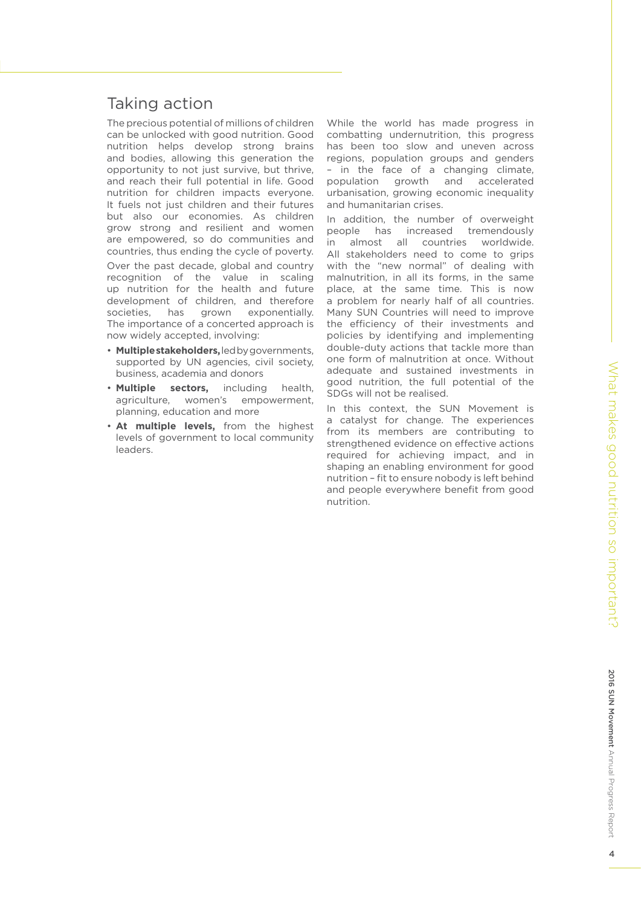## Taking action

The precious potential of millions of children can be unlocked with good nutrition. Good nutrition helps develop strong brains and bodies, allowing this generation the opportunity to not just survive, but thrive, and reach their full potential in life. Good nutrition for children impacts everyone. It fuels not just children and their futures but also our economies. As children grow strong and resilient and women are empowered, so do communities and countries, thus ending the cycle of poverty.

Over the past decade, global and country recognition of the value in scaling up nutrition for the health and future development of children, and therefore societies, has grown exponentially. The importance of a concerted approach is now widely accepted, involving:

- **Multiple stakeholders,** led by governments, supported by UN agencies, civil society, business, academia and donors
- **Multiple sectors,** including health, agriculture, women's empowerment, planning, education and more
- **At multiple levels,** from the highest levels of government to local community leaders.

While the world has made progress in combatting undernutrition, this progress has been too slow and uneven across regions, population groups and genders – in the face of a changing climate, population growth and accelerated urbanisation, growing economic inequality and humanitarian crises.

In addition, the number of overweight people has increased tremendously in almost all countries worldwide. All stakeholders need to come to grips with the "new normal" of dealing with malnutrition, in all its forms, in the same place, at the same time. This is now a problem for nearly half of all countries. Many SUN Countries will need to improve the efficiency of their investments and policies by identifying and implementing double-duty actions that tackle more than one form of malnutrition at once. Without adequate and sustained investments in good nutrition, the full potential of the SDGs will not be realised.

In this context, the SUN Movement is a catalyst for change. The experiences from its members are contributing to strengthened evidence on effective actions required for achieving impact, and in shaping an enabling environment for good nutrition – fit to ensure nobody is left behind and people everywhere benefit from good nutrition.